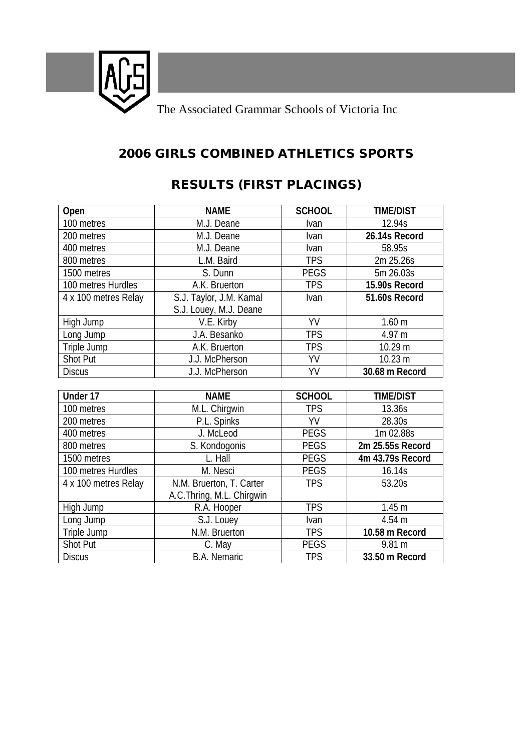The Associated Grammar Schools of Victoria Inc

# 2006 GIRLS COMBINED ATHLETICS SPORTS

## RESULTS (FIRST PLACINGS)

| Open | NAME | SCHOOL | TIME/DIST |
|---|---|---|---|
| 100 metres | M.J. Deane | Ivan | 12.94s |
| 200 metres | M.J. Deane | Ivan | **26.14s Record** |
| 400 metres | M.J. Deane | Ivan | 58.95s |
| 800 metres | L.M. Baird | TPS | 2m 25.26s |
| 1500 metres | S. Dunn | PEGS | 5m 26.03s |
| 100 metres Hurdles | A.K. Bruerton | TPS | **15.90s Record** |
| 4 x 100 metres Relay | S.J. Taylor, J.M. Kamal S.J. Louey, M.J. Deane | Ivan | **51.60s Record** |
| High Jump | V.E. Kirby | YV | 1.60 m |
| Long Jump | J.A. Besanko | TPS | 4.97 m |
| Triple Jump | A.K. Bruerton | TPS | 10.29 m |
| Shot Put | J.J. McPherson | YV | 10.23 m |
| Discus | J.J. McPherson | YV | **30.68 m Record** |

| Under 17 | NAME | SCHOOL | TIME/DIST |
|---|---|---|---|
| 100 metres | M.L. Chirgwin | TPS | 13.36s |
| 200 metres | P.L. Spinks | YV | 28.30s |
| 400 metres | J. McLeod | PEGS | 1m 02.88s |
| 800 metres | S. Kondogonis | PEGS | **2m 25.55s Record** |
| 1500 metres | L. Hall | PEGS | **4m 43.79s Record** |
| 100 metres Hurdles | M. Nesci | PEGS | 16.14s |
| 4 x 100 metres Relay | N.M. Bruerton, T. Carter A.C.Thring, M.L. Chirgwin | TPS | 53.20s |
| High Jump | R.A. Hooper | TPS | 1.45 m |
| Long Jump | S.J. Louey | Ivan | 4.54 m |
| Triple Jump | N.M. Bruerton | TPS | **10.58 m Record** |
| Shot Put | C. May | PEGS | 9.81 m |
| Discus | B.A. Nemaric | TPS | **33.50 m Record** |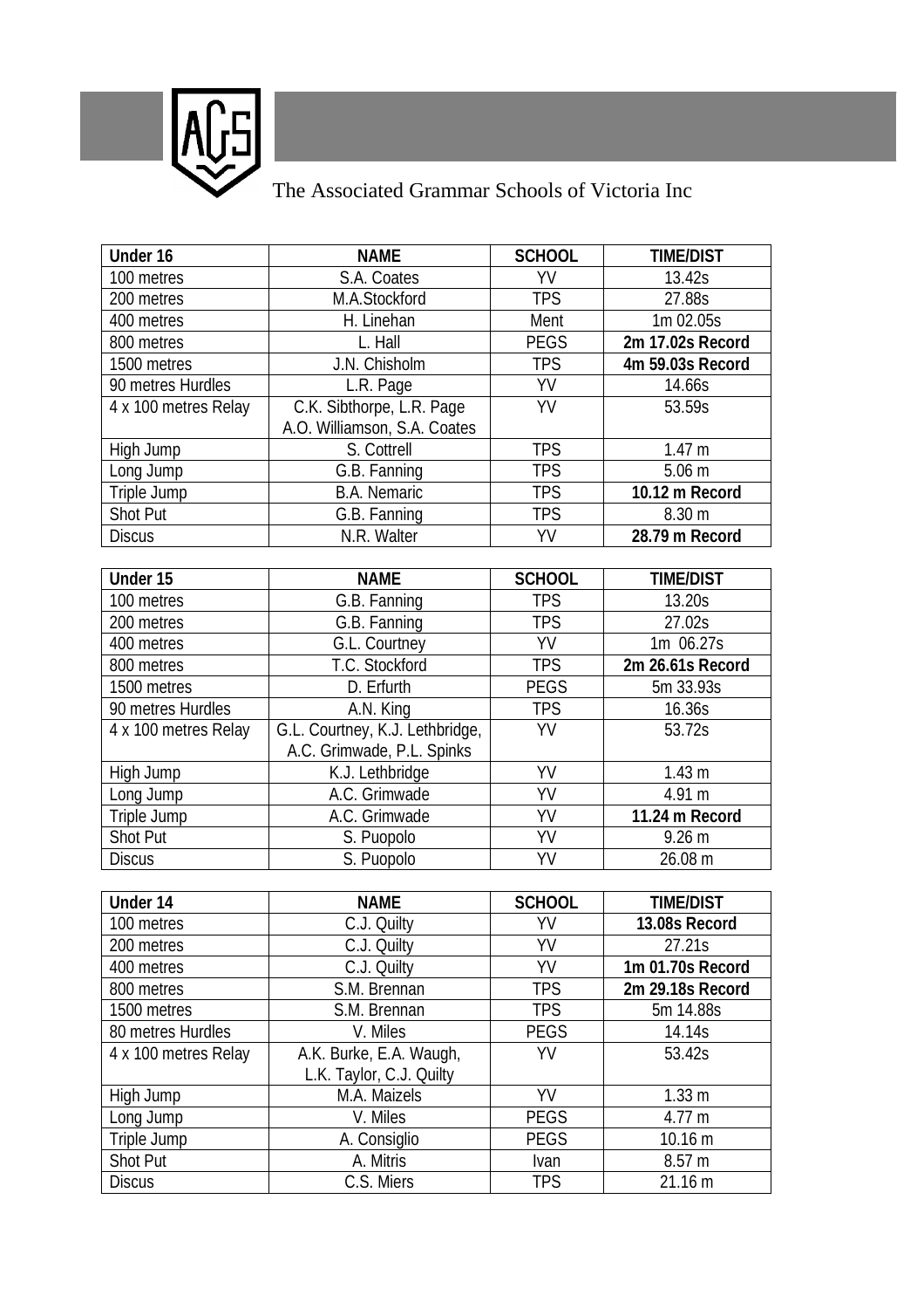The Associated Grammar Schools of Victoria Inc

| Under 16 | NAME | SCHOOL | TIME/DIST |
|---|---|---|---|
| 100 metres | S.A. Coates | YV | 13.42s |
| 200 metres | M.A.Stockford | TPS | 27.88s |
| 400 metres | H. Linehan | Ment | 1m 02.05s |
| 800 metres | L. Hall | PEGS | **2m 17.02s Record** |
| 1500 metres | J.N. Chisholm | TPS | **4m 59.03s Record** |
| 90 metres Hurdles | L.R. Page | YV | 14.66s |
| 4 x 100 metres Relay | C.K. Sibthorpe, L.R. Page A.O. Williamson, S.A. Coates | YV | 53.59s |
| High Jump | S. Cottrell | TPS | 1.47 m |
| Long Jump | G.B. Fanning | TPS | 5.06 m |
| Triple Jump | B.A. Nemaric | TPS | **10.12 m Record** |
| Shot Put | G.B. Fanning | TPS | 8.30 m |
| Discus | N.R. Walter | YV | **28.79 m Record** |

| Under 15 | NAME | SCHOOL | TIME/DIST |
|---|---|---|---|
| 100 metres | G.B. Fanning | TPS | 13.20s |
| 200 metres | G.B. Fanning | TPS | 27.02s |
| 400 metres | G.L. Courtney | YV | 1m 06.27s |
| 800 metres | T.C. Stockford | TPS | **2m 26.61s Record** |
| 1500 metres | D. Erfurth | PEGS | 5m 33.93s |
| 90 metres Hurdles | A.N. King | TPS | 16.36s |
| 4 x 100 metres Relay | G.L. Courtney, K.J. Lethbridge, A.C. Grimwade, P.L. Spinks | YV | 53.72s |
| High Jump | K.J. Lethbridge | YV | 1.43 m |
| Long Jump | A.C. Grimwade | YV | 4.91 m |
| Triple Jump | A.C. Grimwade | YV | **11.24 m Record** |
| Shot Put | S. Puopolo | YV | 9.26 m |
| Discus | S. Puopolo | YV | 26.08 m |

| Under 14 | NAME | SCHOOL | TIME/DIST |
|---|---|---|---|
| 100 metres | C.J. Quilty | YV | **13.08s Record** |
| 200 metres | C.J. Quilty | YV | 27.21s |
| 400 metres | C.J. Quilty | YV | **1m 01.70s Record** |
| 800 metres | S.M. Brennan | TPS | **2m 29.18s Record** |
| 1500 metres | S.M. Brennan | TPS | 5m 14.88s |
| 80 metres Hurdles | V. Miles | PEGS | 14.14s |
| 4 x 100 metres Relay | A.K. Burke, E.A. Waugh, L.K. Taylor, C.J. Quilty | YV | 53.42s |
| High Jump | M.A. Maizels | YV | 1.33 m |
| Long Jump | V. Miles | PEGS | 4.77 m |
| Triple Jump | A. Consiglio | PEGS | 10.16 m |
| Shot Put | A. Mitris | Ivan | 8.57 m |
| Discus | C.S. Miers | TPS | 21.16 m |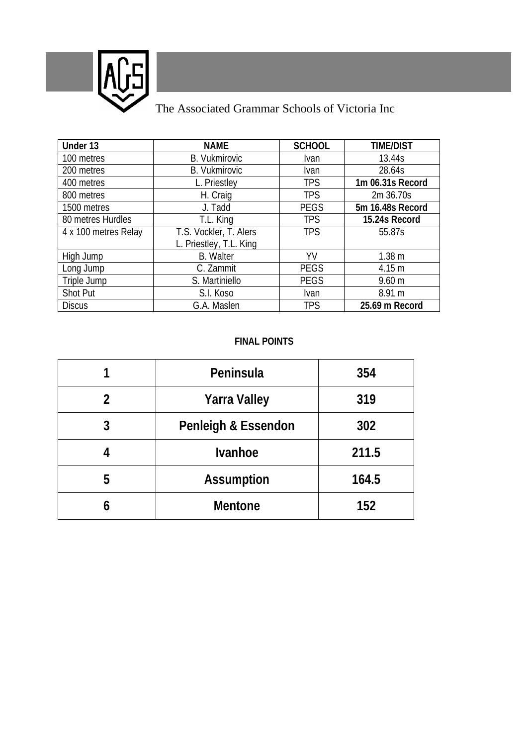The Associated Grammar Schools of Victoria Inc

| Under 13 | NAME | SCHOOL | TIME/DIST |
|---|---|---|---|
| 100 metres | B. Vukmirovic | Ivan | 13.44s |
| 200 metres | B. Vukmirovic | Ivan | 28.64s |
| 400 metres | L. Priestley | TPS | **1m 06.31s Record** |
| 800 metres | H. Craig | TPS | 2m 36.70s |
| 1500 metres | J. Tadd | PEGS | **5m 16.48s Record** |
| 80 metres Hurdles | T.L. King | TPS | **15.24s Record** |
| 4 x 100 metres Relay | T.S. Vockler, T. Alers L. Priestley, T.L. King | TPS | 55.87s |
| High Jump | B. Walter | YV | 1.38 m |
| Long Jump | C. Zammit | PEGS | 4.15 m |
| Triple Jump | S. Martiniello | PEGS | 9.60 m |
| Shot Put | S.I. Koso | Ivan | 8.91 m |
| Discus | G.A. Maslen | TPS | **25.69 m Record** |

**FINAL POINTS**

| | | |
|---|---|---|
| **1** | **Peninsula** | **354** |
| **2** | **Yarra Valley** | **319** |
| **3** | **Penleigh & Essendon** | **302** |
| **4** | **Ivanhoe** | **211.5** |
| **5** | **Assumption** | **164.5** |
| **6** | **Mentone** | **152** |